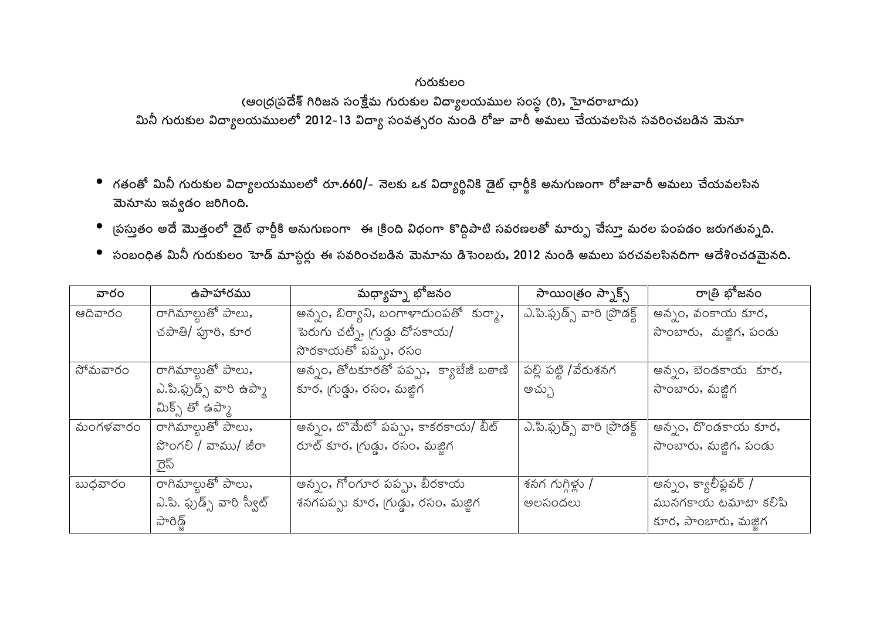# గురుకులం

## (ఆంధ్రప్రదేశ్ గిరిజన సంక్షేమ గురుకుల విద్యాలయముల సంస్థ (రి), హైదరాబాదు)

### మినీ గురుకుల విద్యాలయములలో 2012-13 విద్యా సంవత్సరం నుండి రోజు వారీ అమలు చేయవలసిన సవరించబడిన మెనూ

- గతంతో మినీ గురుకుల విద్యాలయములలో రూ.660/- నెలకు ఒక విద్యార్థినికి డైట్ ఛార్జీకి అనుగుణంగా రోజువారీ అమలు చేయవలసిన మెనూను ఇవ్వడం జరిగింది.
- ప్రస్తుతం అదే మొత్తంలో డైట్ ఛార్జీకి అనుగుణంగా ఈ క్రింది విధంగా కొద్దిపాటి సవరణలతో మార్పు చేస్తూ మరల పంపడం జరుగుతున్నది.
- సంబంధిత మినీ గురుకులం హెడ్ మాస్టర్లు ఈ సవరించబడిన మెనూను డిసెంబరు, 2012 నుండి అమలు పరచవలసినదిగా ఆదేశించడమైనది.

| వారం | ఉపాహారము | మధ్యాహ్న భోజనం | సాయంత్రం స్నాక్స్ | రాత్రి భోజనం |
|---|---|---|---|---|
| ఆదివారం | రాగిమాల్టుతో పాలు, చపాతి/ పూరి, కూర | అన్నం, బిర్యాని, బంగాళాదుంపతో కుర్మా, పెరుగు చట్నీ, గ్రుడ్డు దోసకాయ/ సొరకాయతో పప్పు, రసం | ఎ.పి.ఫుడ్స్ వారి ప్రొడక్ట్ | అన్నం, వంకాయ కూర, సాంబారు, మజ్జిగ, పండు |
| సోమవారం | రాగిమాల్టుతో పాలు, ఎ.పి.ఫుడ్స్ వారి ఉప్మా మిక్స్ తో ఉప్మా | అన్నం, తోటకూరతో పప్పు, క్యాబేజీ బఠాణి కూర, గ్రుడ్డు, రసం, మజ్జిగ | పల్లి పట్టి /వేరుశనగ అచ్చు | అన్నం, బెండకాయ కూర, సాంబారు, మజ్జిగ |
| మంగళవారం | రాగిమాల్టుతో పాలు, పొంగలి / వాము/ జీరా రైస్ | అన్నం, టొమేటో పప్పు, కాకరకాయ/ బీట్ రూట్ కూర, గ్రుడ్డు, రసం, మజ్జిగ | ఎ.పి.ఫుడ్స్ వారి ప్రొడక్ట్ | అన్నం, దొండకాయ కూర, సాంబారు, మజ్జిగ, పండు |
| బుధవారం | రాగిమాల్టుతో పాలు, ఎ.పి. ఫుడ్స్ వారి స్వీట్ పారిడ్జ్ | అన్నం, గోంగూర పప్పు, బీరకాయ శనగపప్పు కూర, గ్రుడ్డు, రసం, మజ్జిగ | శనగ గుగ్గిళ్లు / అలసందలు | అన్నం, క్యాలీఫ్లవర్ / మునగకాయ టమాటా కలిపి కూర, సాంబారు, మజ్జిగ |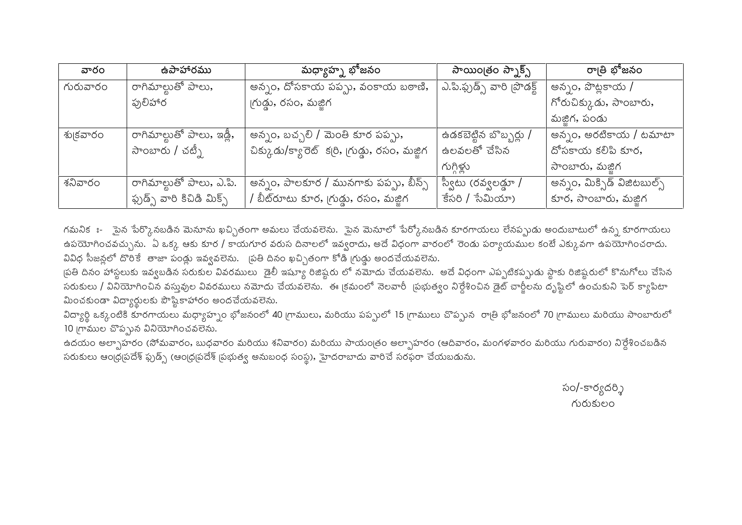| వారం | ఉపాహారము | మధ్యాహ్న భోజనం | సాయింత్రం స్నాక్స్ | రాత్రి భోజనం |
|---|---|---|---|---|
| గురువారం | రాగిమాల్టుతో పాలు, పులిహోర | అన్నం, దోసకాయ పప్పు, వంకాయ బఠాణి, గ్రుడ్డు, రసం, మజ్జిగ | ఎ.పి.ఫుడ్స్ వారి ప్రొడక్ట్ | అన్నం, పొట్లకాయ / గోరుచిక్కుడు, సాంబారు, మజ్జిగ, పండు |
| శుక్రవారం | రాగిమాల్టుతో పాలు, ఇడ్లీ, సాంబారు / చట్నీ | అన్నం, బచ్చలి / మెంతి కూర పప్పు, చిక్కుడు/క్యారెట్ క్ర్రి, గ్రుడ్డు, రసం, మజ్జిగ | ఉడకబెట్టిన బొబ్బర్లు / ఉలవలతో చేసిన గుగ్గిళ్లు | అన్నం, అరటికాయ / టమాటా దోసకాయ కలిపి కూర, సాంబారు, మజ్జిగ |
| శనివారం | రాగిమాల్టుతో పాలు, ఎ.పి. ఫుడ్స్ వారి కిచిడి మిక్స్ | అన్నం, పాలకూర / మునగాకు పప్పు, బీన్స్ / బీట్‌రూటు కూర, గ్రుడ్డు, రసం, మజ్జిగ | స్వీటు (రవ్వలడ్డూ / కేసరి / సేమియా) | అన్నం, మిక్సిడ్ విజిటబుల్స్ కూర, సాంబారు, మజ్జిగ |

గమనిక :- పైన పేర్కొనబడిన మెనూను ఖచ్చితంగా అమలు చేయవలెను. పైన మెనూలో పేర్కోనబడిన కూరగాయలు లేనప్పుడు అందుబాటులో ఉన్న కూరగాయలు ఉపయోగించవచ్చును. ఏ ఒక్క ఆకు కూర / కాయగూర వరుస దినాలలో ఇవ్వరాదు, అదే విధంగా వారంలో రెండు పర్యాయముల కంటే ఎక్కువగా ఉపయోగించరాదు. వివిధ సీజన్లలో దొరికే తాజా పండ్లు ఇవ్వవలెను. ప్రతి దినం ఖచ్చితంగా కోడి గ్రుడ్డు అందచేయవలెను.

ప్రతి దినం హాస్టలుకు ఇవ్వబడిన సరుకుల వివరములు డైలీ ఇష్యూ రిజిష్టరు లో నమోదు చేయవలెను. అదే విధంగా ఎప్పటికప్పుడు స్టాకు రిజిష్టరులో కొనుగోలు చేసిన సరుకులు / వినియోగించిన వస్తువుల వివరములు నమోదు చేయవలెను. ఈ క్రమంలో నెలవారీ ప్రభుత్వం నిర్దేశించిన డైట్ చార్జీలను దృష్టిలో ఉంచుకుని పెర్ క్యాపిటా మించకుండా విద్యార్థులకు పౌష్టికాహారం అందచేయవలెను.

విద్యార్థి ఒక్కంటికి కూరగాయలు మధ్యాహ్నం భోజనంలో 40 గ్రాములు, మరియు పప్పులో 15 గ్రాములు చొప్పున రాత్రి భోజనంలో 70 గ్రాములు మరియు సాంబారులో 10 గ్రాముల చొప్పున వినియోగించవలెను.

ఉదయం అల్పాహారం (సోమవారం, బుధవారం మరియు శనివారం) మరియు సాయంత్రం అల్పాహారం (ఆదివారం, మంగళవారం మరియు గురువారం) నిర్దేశించబడిన సరుకులు ఆంధ్రప్రదేశ్ ఫుడ్స్ (ఆంధ్రప్రదేశ్ ప్రభుత్వ అనుబంధ సంస్థ), హైదరాబాదు వారిచే సరఫరా చేయబడును.

సం/-కార్యదర్శి
గురుకులం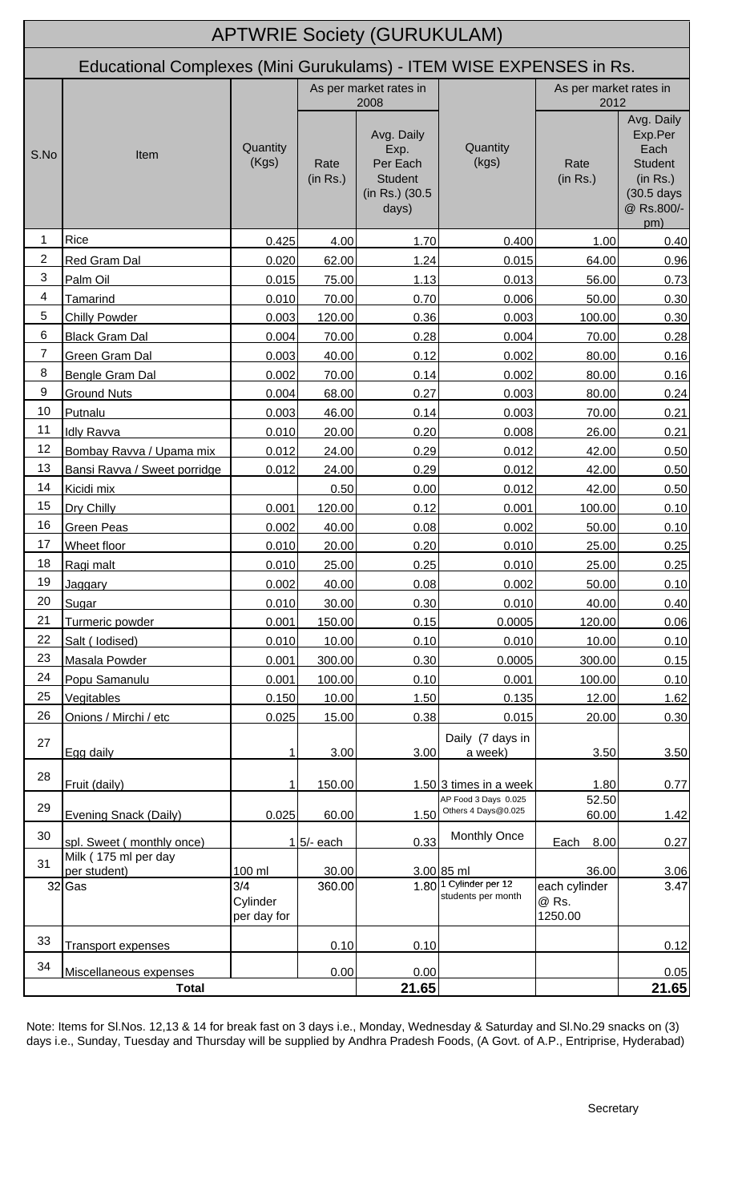# APTWRIE Society (GURUKULAM)

## Educational Complexes (Mini Gurukulams) - ITEM WISE EXPENSES in Rs.

| S.No | Item | As per market rates in 2008 | | | As per market rates in 2012 | | |
|---|---|---|---|---|---|---|---|
| | | Quantity (Kgs) | Rate (in Rs.) | Avg. Daily Exp. Per Each Student (in Rs.) (30.5 days) | Quantity (kgs) | Rate (in Rs.) | Avg. Daily Exp.Per Each Student (in Rs.) (30.5 days @ Rs.800/- pm) |
| 1 | Rice | 0.425 | 4.00 | 1.70 | 0.400 | 1.00 | 0.40 |
| 2 | Red Gram Dal | 0.020 | 62.00 | 1.24 | 0.015 | 64.00 | 0.96 |
| 3 | Palm Oil | 0.015 | 75.00 | 1.13 | 0.013 | 56.00 | 0.73 |
| 4 | Tamarind | 0.010 | 70.00 | 0.70 | 0.006 | 50.00 | 0.30 |
| 5 | Chilly Powder | 0.003 | 120.00 | 0.36 | 0.003 | 100.00 | 0.30 |
| 6 | Black Gram Dal | 0.004 | 70.00 | 0.28 | 0.004 | 70.00 | 0.28 |
| 7 | Green Gram Dal | 0.003 | 40.00 | 0.12 | 0.002 | 80.00 | 0.16 |
| 8 | Bengle Gram Dal | 0.002 | 70.00 | 0.14 | 0.002 | 80.00 | 0.16 |
| 9 | Ground Nuts | 0.004 | 68.00 | 0.27 | 0.003 | 80.00 | 0.24 |
| 10 | Putnalu | 0.003 | 46.00 | 0.14 | 0.003 | 70.00 | 0.21 |
| 11 | Idly Ravva | 0.010 | 20.00 | 0.20 | 0.008 | 26.00 | 0.21 |
| 12 | Bombay Ravva / Upama mix | 0.012 | 24.00 | 0.29 | 0.012 | 42.00 | 0.50 |
| 13 | Bansi Ravva / Sweet porridge | 0.012 | 24.00 | 0.29 | 0.012 | 42.00 | 0.50 |
| 14 | Kicidi mix | | 0.50 | 0.00 | 0.012 | 42.00 | 0.50 |
| 15 | Dry Chilly | 0.001 | 120.00 | 0.12 | 0.001 | 100.00 | 0.10 |
| 16 | Green Peas | 0.002 | 40.00 | 0.08 | 0.002 | 50.00 | 0.10 |
| 17 | Wheet floor | 0.010 | 20.00 | 0.20 | 0.010 | 25.00 | 0.25 |
| 18 | Ragi malt | 0.010 | 25.00 | 0.25 | 0.010 | 25.00 | 0.25 |
| 19 | Jaggary | 0.002 | 40.00 | 0.08 | 0.002 | 50.00 | 0.10 |
| 20 | Sugar | 0.010 | 30.00 | 0.30 | 0.010 | 40.00 | 0.40 |
| 21 | Turmeric powder | 0.001 | 150.00 | 0.15 | 0.0005 | 120.00 | 0.06 |
| 22 | Salt ( Iodised) | 0.010 | 10.00 | 0.10 | 0.010 | 10.00 | 0.10 |
| 23 | Masala Powder | 0.001 | 300.00 | 0.30 | 0.0005 | 300.00 | 0.15 |
| 24 | Popu Samanulu | 0.001 | 100.00 | 0.10 | 0.001 | 100.00 | 0.10 |
| 25 | Vegitables | 0.150 | 10.00 | 1.50 | 0.135 | 12.00 | 1.62 |
| 26 | Onions / Mirchi / etc | 0.025 | 15.00 | 0.38 | 0.015 | 20.00 | 0.30 |
| 27 | Egg daily | 1 | 3.00 | 3.00 | Daily (7 days in a week) | 3.50 | 3.50 |
| 28 | Fruit (daily) | 1 | 150.00 | 1.50 | 3 times in a week | 1.80 | 0.77 |
| 29 | Evening Snack (Daily) | 0.025 | 60.00 | 1.50 | AP Food 3 Days 0.025 Others 4 Days@0.025 | 52.50 60.00 | 1.42 |
| 30 | spl. Sweet ( monthly once) | 1 | 5/- each | 0.33 | Monthly Once | Each 8.00 | 0.27 |
| 31 | Milk ( 175 ml per day per student) | 100 ml | 30.00 | 3.00 | 85 ml | 36.00 | 3.06 |
| 32 | Gas | 3/4 Cylinder per day for | 360.00 | 1.80 | 1 Cylinder per 12 students per month | each cylinder @ Rs. 1250.00 | 3.47 |
| 33 | Transport expenses | | 0.10 | 0.10 | | | 0.12 |
| 34 | Miscellaneous expenses | | 0.00 | 0.00 | | | 0.05 |
| | **Total** | | | **21.65** | | | **21.65** |

Note: Items for Sl.Nos. 12,13 & 14 for break fast on 3 days i.e., Monday, Wednesday & Saturday and Sl.No.29 snacks on (3) days i.e., Sunday, Tuesday and Thursday will be supplied by Andhra Pradesh Foods, (A Govt. of A.P., Entriprise, Hyderabad)

Secretary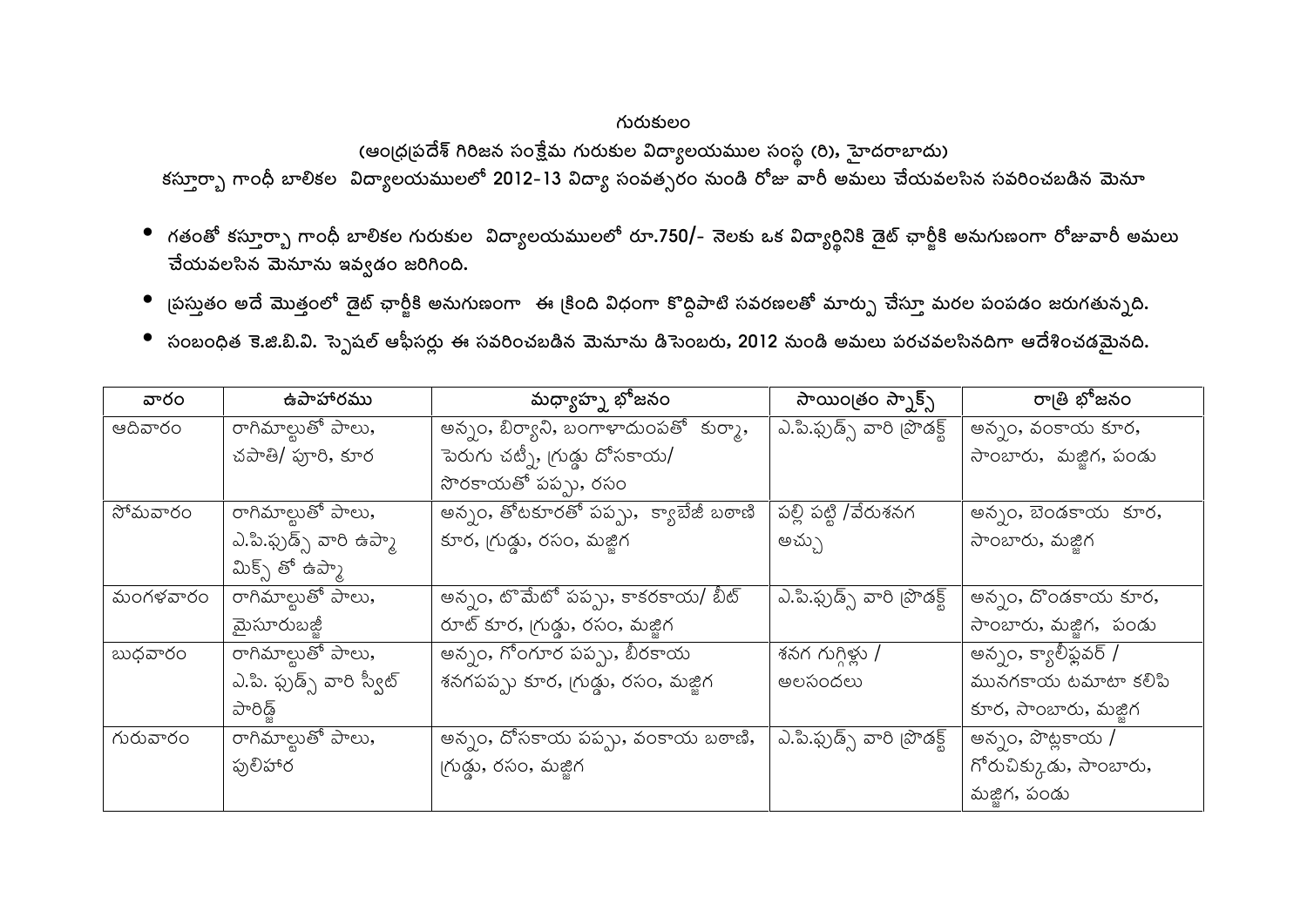గురుకులం

(ఆంధ్రప్రదేశ్ గిరిజన సంక్షేమ గురుకుల విద్యాలయముల సంస్థ (రి), హైదరాబాదు)

కస్తూర్బా గాంధీ బాలికల విద్యాలయములలో 2012-13 విద్యా సంవత్సరం నుండి రోజు వారీ అమలు చేయవలసిన సవరించబడిన మెనూ

- గతంతో కస్తూర్బా గాంధీ బాలికల గురుకుల విద్యాలయములలో రూ.750/- నెలకు ఒక విద్యార్థినికి డైట్ ఛార్జీకి అనుగుణంగా రోజువారీ అమలు చేయవలసిన మెనూను ఇవ్వడం జరిగింది.
- ప్రస్తుతం అదే మొత్తంలో డైట్ ఛార్జీకి అనుగుణంగా ఈ క్రింది విధంగా కొద్దిపాటి సవరణలతో మార్పు చేస్తూ మరల పంపడం జరుగుతున్నది.
- సంబంధిత కె.జి.బి.వి. స్పెషల్ ఆఫీసర్లు ఈ సవరించబడిన మెనూను డిసెంబరు, 2012 నుండి అమలు పరచవలసినదిగా ఆదేశించడమైనది.

| వారం | ఉపాహారము | మధ్యాహ్న భోజనం | సాయంత్రం స్నాక్స్ | రాత్రి భోజనం |
|---|---|---|---|---|
| ఆదివారం | రాగిమాల్టుతో పాలు, చపాతి/ పూరి, కూర | అన్నం, బిర్యాని, బంగాళాదుంపతో కుర్మా, పెరుగు చట్నీ, గ్రుడ్డు దోసకాయ/ సొరకాయతో పప్పు, రసం | ఎ.పి.ఫుడ్స్ వారి ప్రొడక్ట్ | అన్నం, వంకాయ కూర, సాంబారు, మజ్జిగ, పండు |
| సోమవారం | రాగిమాల్టుతో పాలు, ఎ.పి.ఫుడ్స్ వారి ఉప్మా మిక్స్ తో ఉప్మా | అన్నం, తోటకూరతో పప్పు, క్యాబేజీ బఠాణి కూర, గ్రుడ్డు, రసం, మజ్జిగ | పల్లి పట్టి /వేరుశనగ అచ్చు | అన్నం, బెండకాయ కూర, సాంబారు, మజ్జిగ |
| మంగళవారం | రాగిమాల్టుతో పాలు, మైసూరుబజ్జీ | అన్నం, టొమేటో పప్పు, కాకరకాయ/ బీట్ రూట్ కూర, గ్రుడ్డు, రసం, మజ్జిగ | ఎ.పి.ఫుడ్స్ వారి ప్రొడక్ట్ | అన్నం, దొండకాయ కూర, సాంబారు, మజ్జిగ, పండు |
| బుధవారం | రాగిమాల్టుతో పాలు, ఎ.పి. ఫుడ్స్ వారి స్వీట్ పారిడ్జ్ | అన్నం, గోంగూర పప్పు, బీరకాయ శనగపప్పు కూర, గ్రుడ్డు, రసం, మజ్జిగ | శనగ గుగ్గిళ్లు / అలసందలు | అన్నం, క్యాలీఫ్లవర్ / మునగకాయ టమాటా కలిపి కూర, సాంబారు, మజ్జిగ |
| గురువారం | రాగిమాల్టుతో పాలు, పులిహార | అన్నం, దోసకాయ పప్పు, వంకాయ బఠాణి, గ్రుడ్డు, రసం, మజ్జిగ | ఎ.పి.ఫుడ్స్ వారి ప్రొడక్ట్ | అన్నం, పొట్లకాయ / గోరుచిక్కుడు, సాంబారు, మజ్జిగ, పండు |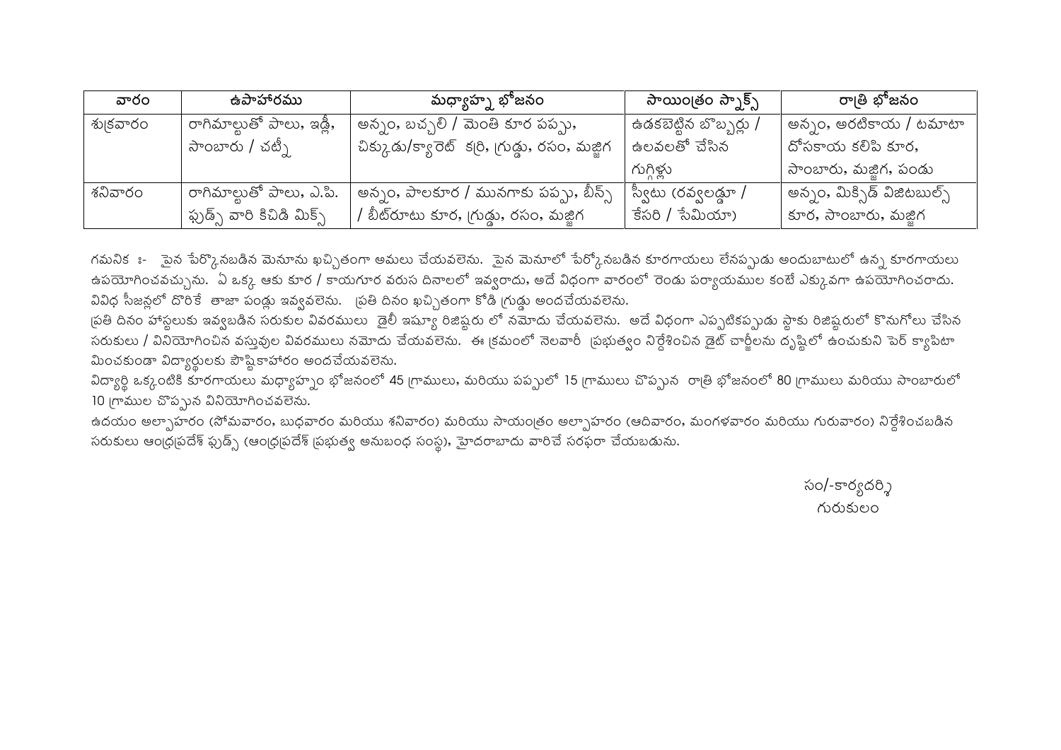| వారం | ఉపాహారము | మధ్యాహ్న భోజనం | సాయింత్రం స్నాక్స్ | రాత్రి భోజనం |
|---|---|---|---|---|
| శుక్రవారం | రాగిమాల్టుతో పాలు, ఇడ్లీ, సాంబారు / చట్నీ | అన్నం, బచ్చలి / మెంతి కూర పప్పు, చిక్కుడు/క్యారెట్ కర్రి, గ్రుడ్డు, రసం, మజ్జిగ | ఉడకబెట్టిన బొబ్బర్లు / ఉలవలతో చేసిన గుగ్గిళ్లు | అన్నం, అరటికాయ / టమాటా దోసకాయ కలిపి కూర, సాంబారు, మజ్జిగ, పండు |
| శనివారం | రాగిమాల్టుతో పాలు, ఎ.పి. ఫుడ్స్ వారి కిచిడి మిక్స్ | అన్నం, పాలకూర / మునగాకు పప్పు, బీన్స్ / బీట్‌రూటు కూర, గ్రుడ్డు, రసం, మజ్జిగ | స్వీటు (రవ్వలడ్డూ / కేసరి / సేమియా) | అన్నం, మిక్సిడ్ విజిటబుల్స్ కూర, సాంబారు, మజ్జిగ |

గమనిక :- పైన పేర్కొనబడిన మెనూను ఖచ్చితంగా అమలు చేయవలెను. పైన మెనూలో పేర్కొనబడిన కూరగాయలు లేనప్పుడు అందుబాటులో ఉన్న కూరగాయలు ఉపయోగించవచ్చును. ఏ ఒక్క ఆకు కూర / కాయగూర వరుస దినాలలో ఇవ్వరాదు, అదే విధంగా వారంలో రెండు పర్యాయముల కంటే ఎక్కువగా ఉపయోగించరాదు. వివిధ సీజన్లలో దొరికే తాజా పండ్లు ఇవ్వవలెను. ప్రతి దినం ఖచ్చితంగా కోడి గ్రుడ్డు అందచేయవలెను.

ప్రతి దినం హాస్టలుకు ఇవ్వబడిన సరుకుల వివరములు డైలీ ఇష్యూ రిజిష్టరు లో నమోదు చేయవలెను. అదే విధంగా ఎప్పటికప్పుడు స్టాకు రిజిష్టరులో కొనుగోలు చేసిన సరుకులు / వినియోగించిన వస్తువుల వివరములు నమోదు చేయవలెను. ఈ క్రమంలో నెలవారీ ప్రభుత్వం నిర్దేశించిన డైట్ చార్జీలను దృష్టిలో ఉంచుకుని పెర్ క్యాపిటా మించకుండా విద్యార్థులకు పౌష్టికాహారం అందచేయవలెను.

విద్యార్థి ఒక్కంటికి కూరగాయలు మధ్యాహ్నం భోజనంలో 45 గ్రాములు, మరియు పప్పులో 15 గ్రాములు చొప్పున రాత్రి భోజనంలో 80 గ్రాములు మరియు సాంబారులో 10 గ్రాముల చొప్పున వినియోగించవలెను.

ఉదయం అల్పాహారం (సోమవారం, బుధవారం మరియు శనివారం) మరియు సాయంత్రం అల్పాహారం (ఆదివారం, మంగళవారం మరియు గురువారం) నిర్దేశించబడిన సరుకులు ఆంధ్రప్రదేశ్ ఫుడ్స్ (ఆంధ్రప్రదేశ్ ప్రభుత్వ అనుబంధ సంస్థ), హైదరాబాదు వారిచే సరఫరా చేయబడును.

సం/-కార్యదర్శి
గురుకులం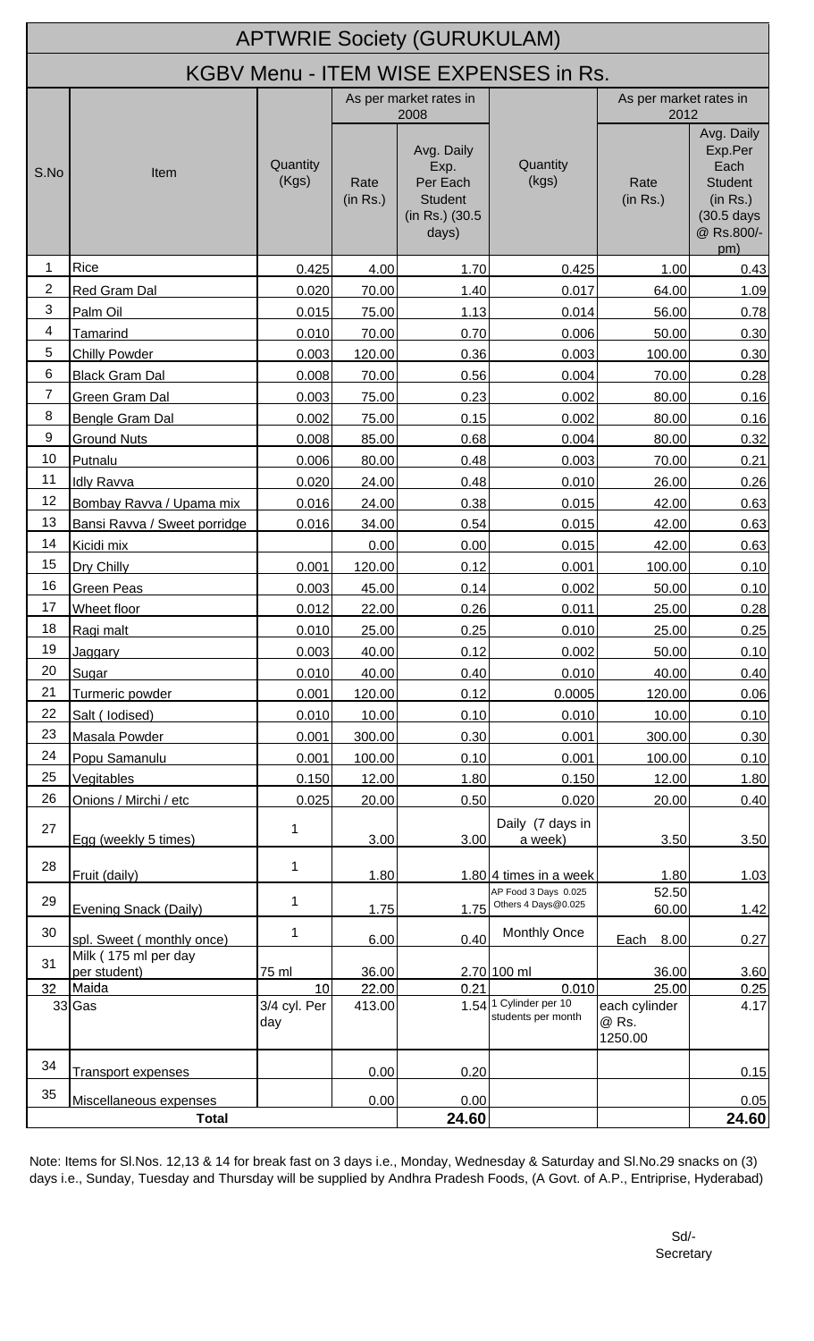# APTWRIE Society (GURUKULAM)

## KGBV Menu - ITEM WISE EXPENSES in Rs.

| S.No | Item | Quantity (Kgs) | As per market rates in 2008 Rate (in Rs.) | Avg. Daily Exp. Per Each Student (in Rs.) (30.5 days) | Quantity (kgs) | As per market rates in 2012 Rate (in Rs.) | Avg. Daily Exp.Per Each Student (in Rs.) (30.5 days @ Rs.800/- pm) |
|---|---|---|---|---|---|---|---|
| 1 | Rice | 0.425 | 4.00 | 1.70 | 0.425 | 1.00 | 0.43 |
| 2 | Red Gram Dal | 0.020 | 70.00 | 1.40 | 0.017 | 64.00 | 1.09 |
| 3 | Palm Oil | 0.015 | 75.00 | 1.13 | 0.014 | 56.00 | 0.78 |
| 4 | Tamarind | 0.010 | 70.00 | 0.70 | 0.006 | 50.00 | 0.30 |
| 5 | Chilly Powder | 0.003 | 120.00 | 0.36 | 0.003 | 100.00 | 0.30 |
| 6 | Black Gram Dal | 0.008 | 70.00 | 0.56 | 0.004 | 70.00 | 0.28 |
| 7 | Green Gram Dal | 0.003 | 75.00 | 0.23 | 0.002 | 80.00 | 0.16 |
| 8 | Bengle Gram Dal | 0.002 | 75.00 | 0.15 | 0.002 | 80.00 | 0.16 |
| 9 | Ground Nuts | 0.008 | 85.00 | 0.68 | 0.004 | 80.00 | 0.32 |
| 10 | Putnalu | 0.006 | 80.00 | 0.48 | 0.003 | 70.00 | 0.21 |
| 11 | Idly Ravva | 0.020 | 24.00 | 0.48 | 0.010 | 26.00 | 0.26 |
| 12 | Bombay Ravva / Upama mix | 0.016 | 24.00 | 0.38 | 0.015 | 42.00 | 0.63 |
| 13 | Bansi Ravva / Sweet porridge | 0.016 | 34.00 | 0.54 | 0.015 | 42.00 | 0.63 |
| 14 | Kicidi mix | | 0.00 | 0.00 | 0.015 | 42.00 | 0.63 |
| 15 | Dry Chilly | 0.001 | 120.00 | 0.12 | 0.001 | 100.00 | 0.10 |
| 16 | Green Peas | 0.003 | 45.00 | 0.14 | 0.002 | 50.00 | 0.10 |
| 17 | Wheet floor | 0.012 | 22.00 | 0.26 | 0.011 | 25.00 | 0.28 |
| 18 | Ragi malt | 0.010 | 25.00 | 0.25 | 0.010 | 25.00 | 0.25 |
| 19 | Jaggary | 0.003 | 40.00 | 0.12 | 0.002 | 50.00 | 0.10 |
| 20 | Sugar | 0.010 | 40.00 | 0.40 | 0.010 | 40.00 | 0.40 |
| 21 | Turmeric powder | 0.001 | 120.00 | 0.12 | 0.0005 | 120.00 | 0.06 |
| 22 | Salt ( Iodised) | 0.010 | 10.00 | 0.10 | 0.010 | 10.00 | 0.10 |
| 23 | Masala Powder | 0.001 | 300.00 | 0.30 | 0.001 | 300.00 | 0.30 |
| 24 | Popu Samanulu | 0.001 | 100.00 | 0.10 | 0.001 | 100.00 | 0.10 |
| 25 | Vegitables | 0.150 | 12.00 | 1.80 | 0.150 | 12.00 | 1.80 |
| 26 | Onions / Mirchi / etc | 0.025 | 20.00 | 0.50 | 0.020 | 20.00 | 0.40 |
| 27 | Egg (weekly 5 times) | 1 | 3.00 | 3.00 | Daily (7 days in a week) | 3.50 | 3.50 |
| 28 | Fruit (daily) | 1 | 1.80 | 1.80 | 4 times in a week | 1.80 | 1.03 |
| 29 | Evening Snack (Daily) | 1 | 1.75 | 1.75 | AP Food 3 Days 0.025 Others 4 Days@0.025 | 52.50 60.00 | 1.42 |
| 30 | spl. Sweet ( monthly once) | 1 | 6.00 | 0.40 | Monthly Once | Each 8.00 | 0.27 |
| 31 | Milk ( 175 ml per day per student) | 75 ml | 36.00 | 2.70 | 100 ml | 36.00 | 3.60 |
| 32 | Maida | 10 | 22.00 | 0.21 | 0.010 | 25.00 | 0.25 |
| 33 | Gas | 3/4 cyl. Per day | 413.00 | 1.54 | 1 Cylinder per 10 students per month | each cylinder @ Rs. 1250.00 | 4.17 |
| 34 | Transport expenses | | 0.00 | 0.20 | | | 0.15 |
| 35 | Miscellaneous expenses | | 0.00 | 0.00 | | | 0.05 |
| | **Total** | | | **24.60** | | | **24.60** |

Note: Items for Sl.Nos. 12,13 & 14 for break fast on 3 days i.e., Monday, Wednesday & Saturday and Sl.No.29 snacks on (3) days i.e., Sunday, Tuesday and Thursday will be supplied by Andhra Pradesh Foods, (A Govt. of A.P., Entriprise, Hyderabad)

Sd/-
Secretary